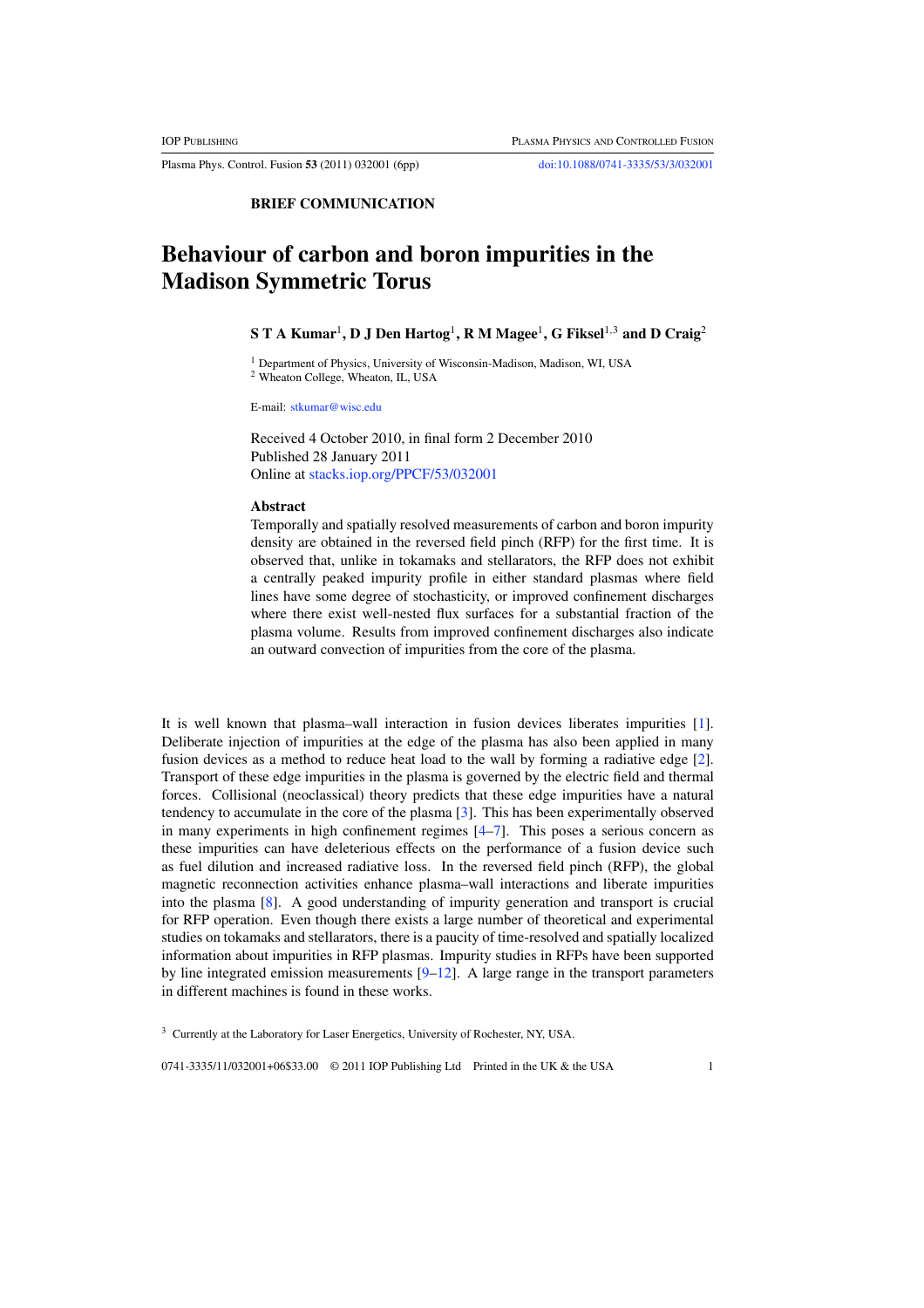**BRIEF COMMUNICATION**

# Behaviour of carbon and boron impurities in the Madison Symmetric Torus

**S T A Kumar[1], D J Den Hartog[1], R M Magee[1], G Fiksel[1,3] and D Craig[2]**

[1] Department of Physics, University of Wisconsin-Madison, Madison, WI, USA
[2] Wheaton College, Wheaton, IL, USA

E-mail: stkumar@wisc.edu

Received 4 October 2010, in final form 2 December 2010
Published 28 January 2011
Online at stacks.iop.org/PPCF/53/032001

### Abstract

Temporally and spatially resolved measurements of carbon and boron impurity density are obtained in the reversed field pinch (RFP) for the first time. It is observed that, unlike in tokamaks and stellarators, the RFP does not exhibit a centrally peaked impurity profile in either standard plasmas where field lines have some degree of stochasticity, or improved confinement discharges where there exist well-nested flux surfaces for a substantial fraction of the plasma volume. Results from improved confinement discharges also indicate an outward convection of impurities from the core of the plasma.

It is well known that plasma–wall interaction in fusion devices liberates impurities [1]. Deliberate injection of impurities at the edge of the plasma has also been applied in many fusion devices as a method to reduce heat load to the wall by forming a radiative edge [2]. Transport of these edge impurities in the plasma is governed by the electric field and thermal forces. Collisional (neoclassical) theory predicts that these edge impurities have a natural tendency to accumulate in the core of the plasma [3]. This has been experimentally observed in many experiments in high confinement regimes [4–7]. This poses a serious concern as these impurities can have deleterious effects on the performance of a fusion device such as fuel dilution and increased radiative loss. In the reversed field pinch (RFP), the global magnetic reconnection activities enhance plasma–wall interactions and liberate impurities into the plasma [8]. A good understanding of impurity generation and transport is crucial for RFP operation. Even though there exists a large number of theoretical and experimental studies on tokamaks and stellarators, there is a paucity of time-resolved and spatially localized information about impurities in RFP plasmas. Impurity studies in RFPs have been supported by line integrated emission measurements [9–12]. A large range in the transport parameters in different machines is found in these works.

[3] Currently at the Laboratory for Laser Energetics, University of Rochester, NY, USA.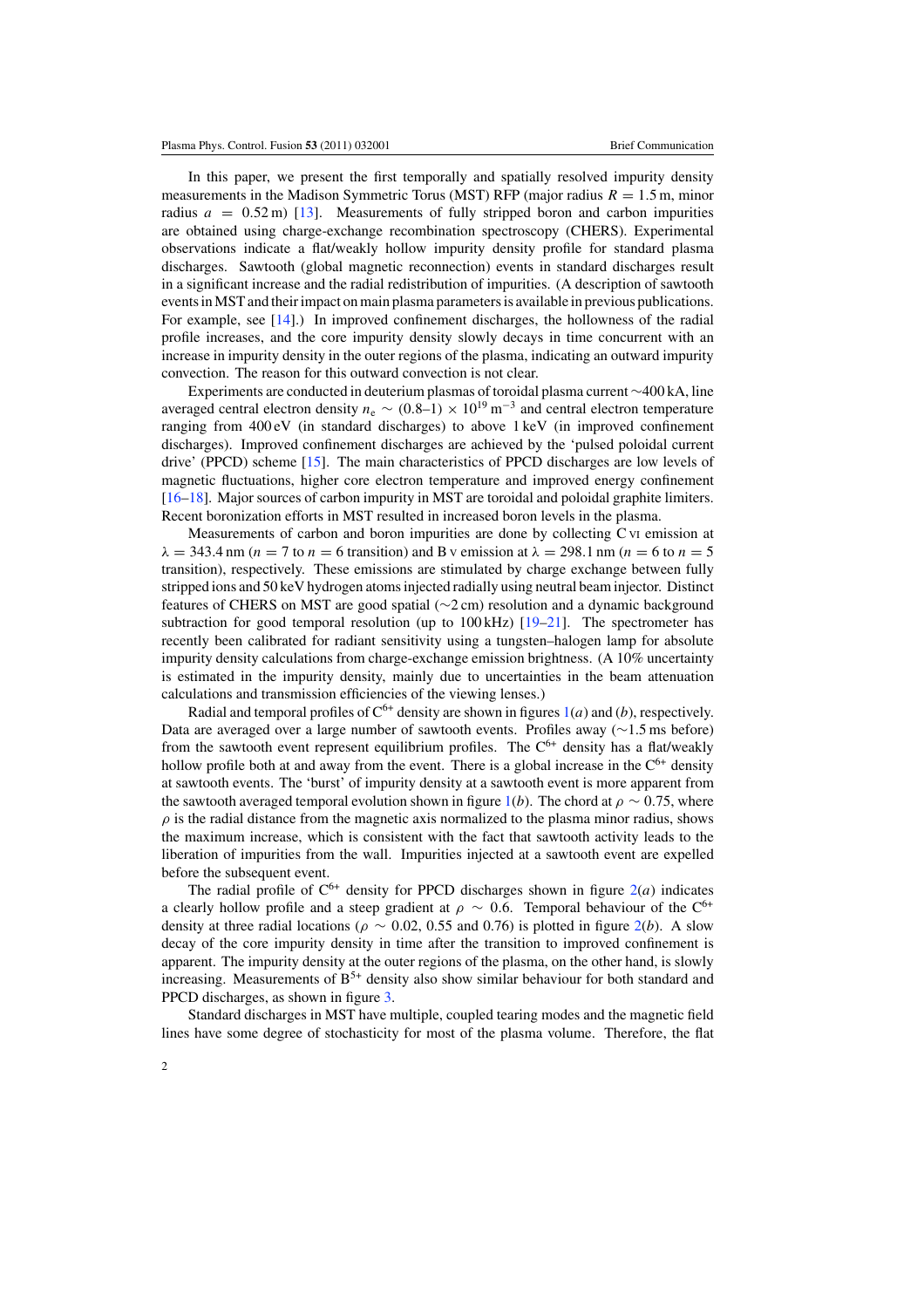In this paper, we present the first temporally and spatially resolved impurity density measurements in the Madison Symmetric Torus (MST) RFP (major radius $R = 1.5$ m, minor radius $a = 0.52$ m) [13]. Measurements of fully stripped boron and carbon impurities are obtained using charge-exchange recombination spectroscopy (CHERS). Experimental observations indicate a flat/weakly hollow impurity density profile for standard plasma discharges. Sawtooth (global magnetic reconnection) events in standard discharges result in a significant increase and the radial redistribution of impurities. (A description of sawtooth events in MST and their impact on main plasma parameters is available in previous publications. For example, see [14].) In improved confinement discharges, the hollowness of the radial profile increases, and the core impurity density slowly decays in time concurrent with an increase in impurity density in the outer regions of the plasma, indicating an outward impurity convection. The reason for this outward convection is not clear.

Experiments are conducted in deuterium plasmas of toroidal plasma current ~400 kA, line averaged central electron density $n_e \sim (0.8\text{–}1) \times 10^{19}\,\mathrm{m}^{-3}$ and central electron temperature ranging from 400 eV (in standard discharges) to above 1 keV (in improved confinement discharges). Improved confinement discharges are achieved by the 'pulsed poloidal current drive' (PPCD) scheme [15]. The main characteristics of PPCD discharges are low levels of magnetic fluctuations, higher core electron temperature and improved energy confinement [16–18]. Major sources of carbon impurity in MST are toroidal and poloidal graphite limiters. Recent boronization efforts in MST resulted in increased boron levels in the plasma.

Measurements of carbon and boron impurities are done by collecting C VI emission at $\lambda = 343.4$ nm ($n = 7$ to $n = 6$ transition) and B V emission at $\lambda = 298.1$ nm ($n = 6$ to $n = 5$ transition), respectively. These emissions are stimulated by charge exchange between fully stripped ions and 50 keV hydrogen atoms injected radially using neutral beam injector. Distinct features of CHERS on MST are good spatial (~2 cm) resolution and a dynamic background subtraction for good temporal resolution (up to 100 kHz) [19–21]. The spectrometer has recently been calibrated for radiant sensitivity using a tungsten–halogen lamp for absolute impurity density calculations from charge-exchange emission brightness. (A 10% uncertainty is estimated in the impurity density, mainly due to uncertainties in the beam attenuation calculations and transmission efficiencies of the viewing lenses.)

Radial and temporal profiles of $C^{6+}$ density are shown in figures 1(*a*) and (*b*), respectively. Data are averaged over a large number of sawtooth events. Profiles away (~1.5 ms before) from the sawtooth event represent equilibrium profiles. The $C^{6+}$ density has a flat/weakly hollow profile both at and away from the event. There is a global increase in the $C^{6+}$ density at sawtooth events. The 'burst' of impurity density at a sawtooth event is more apparent from the sawtooth averaged temporal evolution shown in figure 1(*b*). The chord at $\rho \sim 0.75$, where $\rho$ is the radial distance from the magnetic axis normalized to the plasma minor radius, shows the maximum increase, which is consistent with the fact that sawtooth activity leads to the liberation of impurities from the wall. Impurities injected at a sawtooth event are expelled before the subsequent event.

The radial profile of $C^{6+}$ density for PPCD discharges shown in figure 2(*a*) indicates a clearly hollow profile and a steep gradient at $\rho \sim 0.6$. Temporal behaviour of the $C^{6+}$ density at three radial locations ($\rho \sim 0.02$, 0.55 and 0.76) is plotted in figure 2(*b*). A slow decay of the core impurity density in time after the transition to improved confinement is apparent. The impurity density at the outer regions of the plasma, on the other hand, is slowly increasing. Measurements of $B^{5+}$ density also show similar behaviour for both standard and PPCD discharges, as shown in figure 3.

Standard discharges in MST have multiple, coupled tearing modes and the magnetic field lines have some degree of stochasticity for most of the plasma volume. Therefore, the flat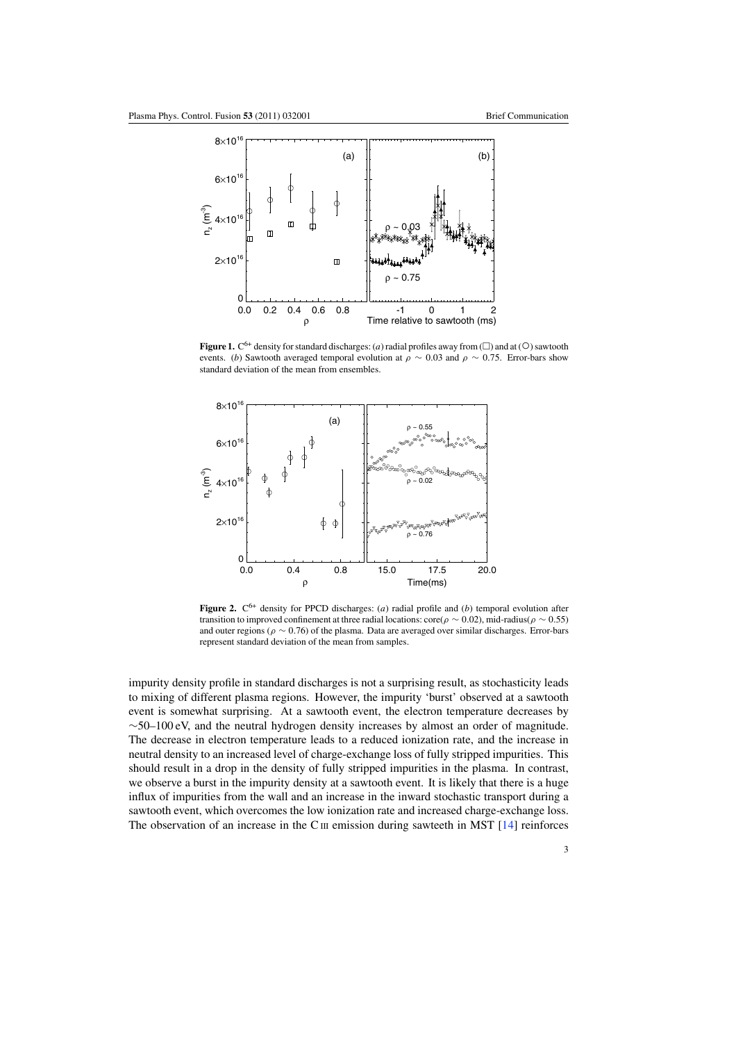**Figure 1.** $C^{6+}$ density for standard discharges: (*a*) radial profiles away from (□) and at (○) sawtooth events. (*b*) Sawtooth averaged temporal evolution at $\rho \sim 0.03$ and $\rho \sim 0.75$. Error-bars show standard deviation of the mean from ensembles.

**Figure 2.** $C^{6+}$ density for PPCD discharges: (*a*) radial profile and (*b*) temporal evolution after transition to improved confinement at three radial locations: core($\rho \sim 0.02$), mid-radius($\rho \sim 0.55$) and outer regions ($\rho \sim 0.76$) of the plasma. Data are averaged over similar discharges. Error-bars represent standard deviation of the mean from samples.

impurity density profile in standard discharges is not a surprising result, as stochasticity leads to mixing of different plasma regions. However, the impurity 'burst' observed at a sawtooth event is somewhat surprising. At a sawtooth event, the electron temperature decreases by ~50–100 eV, and the neutral hydrogen density increases by almost an order of magnitude. The decrease in electron temperature leads to a reduced ionization rate, and the increase in neutral density to an increased level of charge-exchange loss of fully stripped impurities. This should result in a drop in the density of fully stripped impurities in the plasma. In contrast, we observe a burst in the impurity density at a sawtooth event. It is likely that there is a huge influx of impurities from the wall and an increase in the inward stochastic transport during a sawtooth event, which overcomes the low ionization rate and increased charge-exchange loss. The observation of an increase in the C III emission during sawteeth in MST [14] reinforces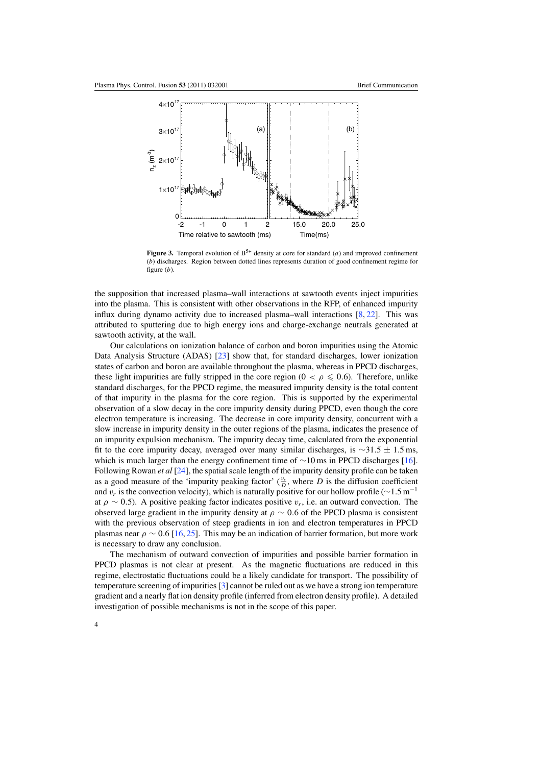**Figure 3.** Temporal evolution of $B^{5+}$ density at core for standard (*a*) and improved confinement (*b*) discharges. Region between dotted lines represents duration of good confinement regime for figure (*b*).

the supposition that increased plasma–wall interactions at sawtooth events inject impurities into the plasma. This is consistent with other observations in the RFP, of enhanced impurity influx during dynamo activity due to increased plasma–wall interactions [8, 22]. This was attributed to sputtering due to high energy ions and charge-exchange neutrals generated at sawtooth activity, at the wall.

Our calculations on ionization balance of carbon and boron impurities using the Atomic Data Analysis Structure (ADAS) [23] show that, for standard discharges, lower ionization states of carbon and boron are available throughout the plasma, whereas in PPCD discharges, these light impurities are fully stripped in the core region ($0 < \rho \leqslant 0.6$). Therefore, unlike standard discharges, for the PPCD regime, the measured impurity density is the total content of that impurity in the plasma for the core region. This is supported by the experimental observation of a slow decay in the core impurity density during PPCD, even though the core electron temperature is increasing. The decrease in core impurity density, concurrent with a slow increase in impurity density in the outer regions of the plasma, indicates the presence of an impurity expulsion mechanism. The impurity decay time, calculated from the exponential fit to the core impurity decay, averaged over many similar discharges, is $\sim 31.5 \pm 1.5$ ms, which is much larger than the energy confinement time of $\sim 10$ ms in PPCD discharges [16]. Following Rowan *et al* [24], the spatial scale length of the impurity density profile can be taken as a good measure of the 'impurity peaking factor' ($\frac{v_r}{D}$, where $D$ is the diffusion coefficient and $v_r$ is the convection velocity), which is naturally positive for our hollow profile ($\sim 1.5\,\mathrm{m}^{-1}$ at $\rho \sim 0.5$). A positive peaking factor indicates positive $v_r$, i.e. an outward convection. The observed large gradient in the impurity density at $\rho \sim 0.6$ of the PPCD plasma is consistent with the previous observation of steep gradients in ion and electron temperatures in PPCD plasmas near $\rho \sim 0.6$ [16, 25]. This may be an indication of barrier formation, but more work is necessary to draw any conclusion.

The mechanism of outward convection of impurities and possible barrier formation in PPCD plasmas is not clear at present. As the magnetic fluctuations are reduced in this regime, electrostatic fluctuations could be a likely candidate for transport. The possibility of temperature screening of impurities [3] cannot be ruled out as we have a strong ion temperature gradient and a nearly flat ion density profile (inferred from electron density profile). A detailed investigation of possible mechanisms is not in the scope of this paper.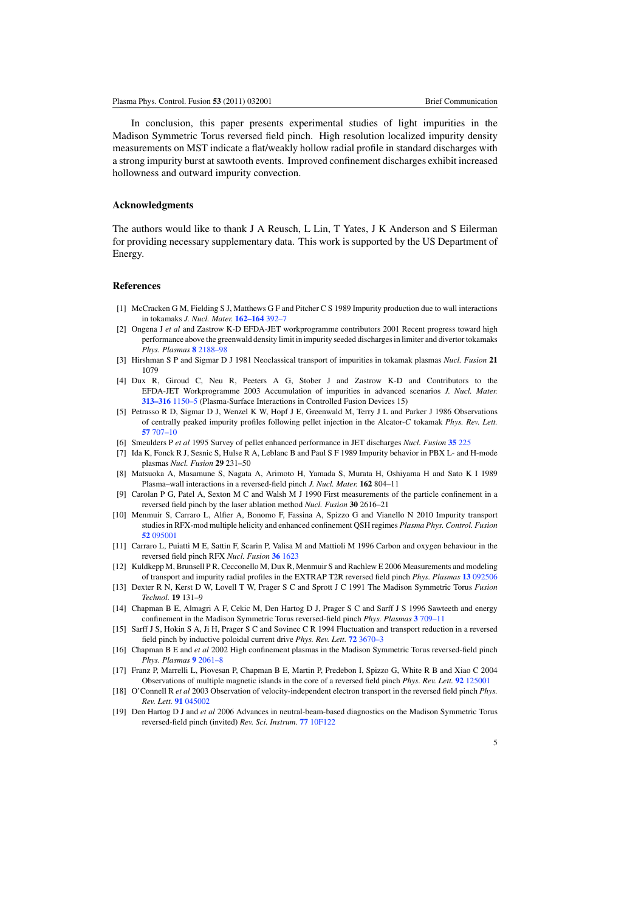In conclusion, this paper presents experimental studies of light impurities in the Madison Symmetric Torus reversed field pinch. High resolution localized impurity density measurements on MST indicate a flat/weakly hollow radial profile in standard discharges with a strong impurity burst at sawtooth events. Improved confinement discharges exhibit increased hollowness and outward impurity convection.

## Acknowledgments

The authors would like to thank J A Reusch, L Lin, T Yates, J K Anderson and S Eilerman for providing necessary supplementary data. This work is supported by the US Department of Energy.

## References

[1] McCracken G M, Fielding S J, Matthews G F and Pitcher C S 1989 Impurity production due to wall interactions in tokamaks *J. Nucl. Mater.* **162–164** 392–7

[2] Ongena J *et al* and Zastrow K-D EFDA-JET workprogramme contributors 2001 Recent progress toward high performance above the greenwald density limit in impurity seeded discharges in limiter and divertor tokamaks *Phys. Plasmas* **8** 2188–98

[3] Hirshman S P and Sigmar D J 1981 Neoclassical transport of impurities in tokamak plasmas *Nucl. Fusion* **21** 1079

[4] Dux R, Giroud C, Neu R, Peeters A G, Stober J and Zastrow K-D and Contributors to the EFDA-JET Workprogramme 2003 Accumulation of impurities in advanced scenarios *J. Nucl. Mater.* **313–316** 1150–5 (Plasma-Surface Interactions in Controlled Fusion Devices 15)

[5] Petrasso R D, Sigmar D J, Wenzel K W, Hopf J E, Greenwald M, Terry J L and Parker J 1986 Observations of centrally peaked impurity profiles following pellet injection in the Alcator-*C* tokamak *Phys. Rev. Lett.* **57** 707–10

[6] Smeulders P *et al* 1995 Survey of pellet enhanced performance in JET discharges *Nucl. Fusion* **35** 225

[7] Ida K, Fonck R J, Sesnic S, Hulse R A, Leblanc B and Paul S F 1989 Impurity behavior in PBX L- and H-mode plasmas *Nucl. Fusion* **29** 231–50

[8] Matsuoka A, Masamune S, Nagata A, Arimoto H, Yamada S, Murata H, Oshiyama H and Sato K I 1989 Plasma–wall interactions in a reversed-field pinch *J. Nucl. Mater.* **162** 804–11

[9] Carolan P G, Patel A, Sexton M C and Walsh M J 1990 First measurements of the particle confinement in a reversed field pinch by the laser ablation method *Nucl. Fusion* **30** 2616–21

[10] Menmuir S, Carraro L, Alfier A, Bonomo F, Fassina A, Spizzo G and Vianello N 2010 Impurity transport studies in RFX-mod multiple helicity and enhanced confinement QSH regimes *Plasma Phys. Control. Fusion* **52** 095001

[11] Carraro L, Puiatti M E, Sattin F, Scarin P, Valisa M and Mattioli M 1996 Carbon and oxygen behaviour in the reversed field pinch RFX *Nucl. Fusion* **36** 1623

[12] Kuldkepp M, Brunsell P R, Cecconello M, Dux R, Menmuir S and Rachlew E 2006 Measurements and modeling of transport and impurity radial profiles in the EXTRAP T2R reversed field pinch *Phys. Plasmas* **13** 092506

[13] Dexter R N, Kerst D W, Lovell T W, Prager S C and Sprott J C 1991 The Madison Symmetric Torus *Fusion Technol.* **19** 131–9

[14] Chapman B E, Almagri A F, Cekic M, Den Hartog D J, Prager S C and Sarff J S 1996 Sawteeth and energy confinement in the Madison Symmetric Torus reversed-field pinch *Phys. Plasmas* **3** 709–11

[15] Sarff J S, Hokin S A, Ji H, Prager S C and Sovinec C R 1994 Fluctuation and transport reduction in a reversed field pinch by inductive poloidal current drive *Phys. Rev. Lett.* **72** 3670–3

[16] Chapman B E and *et al* 2002 High confinement plasmas in the Madison Symmetric Torus reversed-field pinch *Phys. Plasmas* **9** 2061–8

[17] Franz P, Marrelli L, Piovesan P, Chapman B E, Martin P, Predebon I, Spizzo G, White R B and Xiao C 2004 Observations of multiple magnetic islands in the core of a reversed field pinch *Phys. Rev. Lett.* **92** 125001

[18] O'Connell R *et al* 2003 Observation of velocity-independent electron transport in the reversed field pinch *Phys. Rev. Lett.* **91** 045002

[19] Den Hartog D J and *et al* 2006 Advances in neutral-beam-based diagnostics on the Madison Symmetric Torus reversed-field pinch (invited) *Rev. Sci. Instrum.* **77** 10F122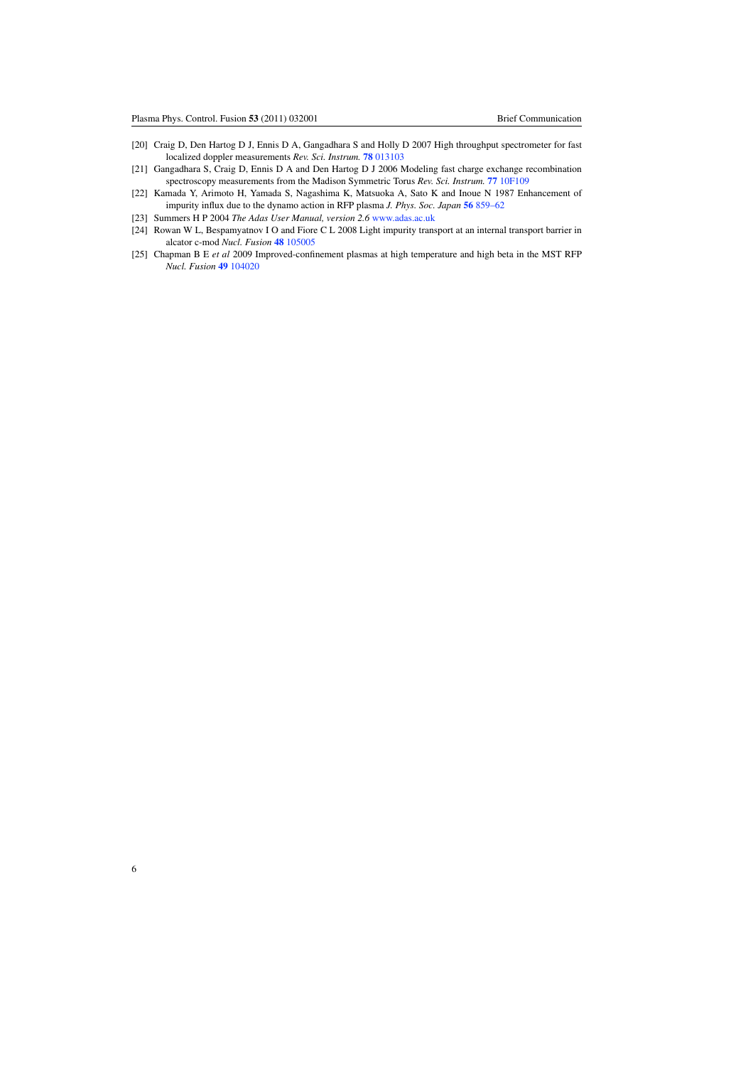[20] Craig D, Den Hartog D J, Ennis D A, Gangadhara S and Holly D 2007 High throughput spectrometer for fast localized doppler measurements *Rev. Sci. Instrum.* **78** 013103

[21] Gangadhara S, Craig D, Ennis D A and Den Hartog D J 2006 Modeling fast charge exchange recombination spectroscopy measurements from the Madison Symmetric Torus *Rev. Sci. Instrum.* **77** 10F109

[22] Kamada Y, Arimoto H, Yamada S, Nagashima K, Matsuoka A, Sato K and Inoue N 1987 Enhancement of impurity influx due to the dynamo action in RFP plasma *J. Phys. Soc. Japan* **56** 859–62

[23] Summers H P 2004 *The Adas User Manual, version 2.6* www.adas.ac.uk

[24] Rowan W L, Bespamyatnov I O and Fiore C L 2008 Light impurity transport at an internal transport barrier in alcator c-mod *Nucl. Fusion* **48** 105005

[25] Chapman B E *et al* 2009 Improved-confinement plasmas at high temperature and high beta in the MST RFP *Nucl. Fusion* **49** 104020